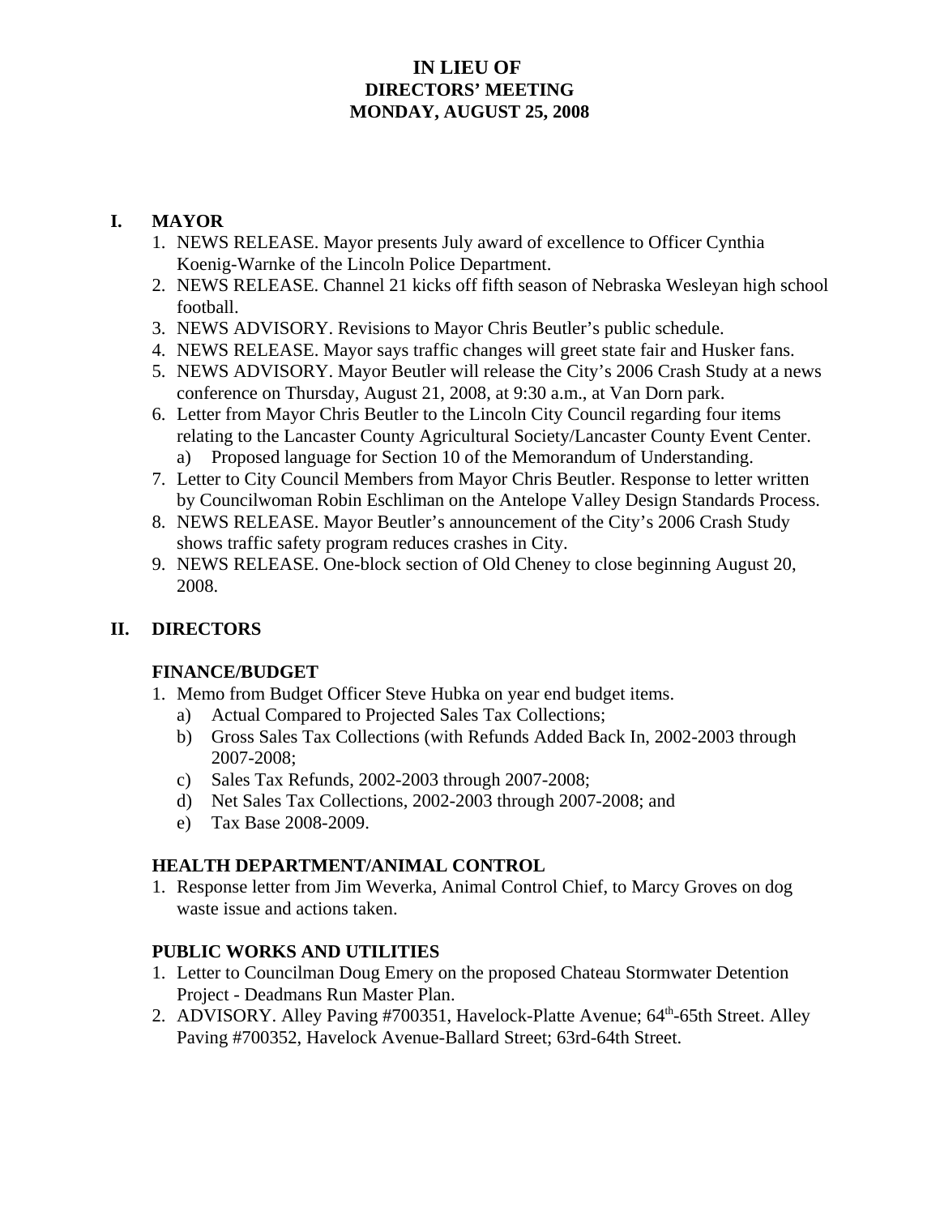# IN LIEU OF
# DIRECTORS' MEETING
# MONDAY, AUGUST 25, 2008

## I. MAYOR

1. NEWS RELEASE. Mayor presents July award of excellence to Officer Cynthia Koenig-Warnke of the Lincoln Police Department.
2. NEWS RELEASE. Channel 21 kicks off fifth season of Nebraska Wesleyan high school football.
3. NEWS ADVISORY. Revisions to Mayor Chris Beutler's public schedule.
4. NEWS RELEASE. Mayor says traffic changes will greet state fair and Husker fans.
5. NEWS ADVISORY. Mayor Beutler will release the City's 2006 Crash Study at a news conference on Thursday, August 21, 2008, at 9:30 a.m., at Van Dorn park.
6. Letter from Mayor Chris Beutler to the Lincoln City Council regarding four items relating to the Lancaster County Agricultural Society/Lancaster County Event Center.
   a) Proposed language for Section 10 of the Memorandum of Understanding.
7. Letter to City Council Members from Mayor Chris Beutler. Response to letter written by Councilwoman Robin Eschliman on the Antelope Valley Design Standards Process.
8. NEWS RELEASE. Mayor Beutler's announcement of the City's 2006 Crash Study shows traffic safety program reduces crashes in City.
9. NEWS RELEASE. One-block section of Old Cheney to close beginning August 20, 2008.

## II. DIRECTORS

### FINANCE/BUDGET

1. Memo from Budget Officer Steve Hubka on year end budget items.
   a) Actual Compared to Projected Sales Tax Collections;
   b) Gross Sales Tax Collections (with Refunds Added Back In, 2002-2003 through 2007-2008;
   c) Sales Tax Refunds, 2002-2003 through 2007-2008;
   d) Net Sales Tax Collections, 2002-2003 through 2007-2008; and
   e) Tax Base 2008-2009.

### HEALTH DEPARTMENT/ANIMAL CONTROL

1. Response letter from Jim Weverka, Animal Control Chief, to Marcy Groves on dog waste issue and actions taken.

### PUBLIC WORKS AND UTILITIES

1. Letter to Councilman Doug Emery on the proposed Chateau Stormwater Detention Project - Deadmans Run Master Plan.
2. ADVISORY. Alley Paving #700351, Havelock-Platte Avenue; 64th-65th Street. Alley Paving #700352, Havelock Avenue-Ballard Street; 63rd-64th Street.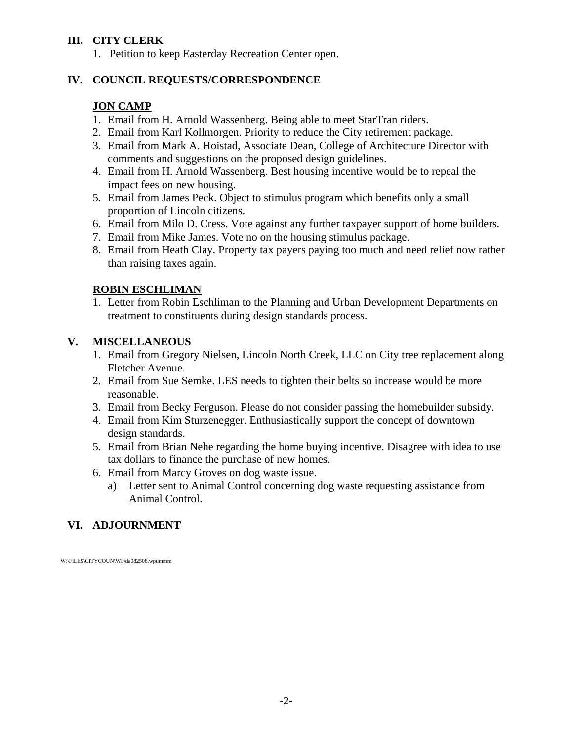## III. CITY CLERK

1. Petition to keep Easterday Recreation Center open.

## IV. COUNCIL REQUESTS/CORRESPONDENCE

### JON CAMP

1. Email from H. Arnold Wassenberg. Being able to meet StarTran riders.
2. Email from Karl Kollmorgen. Priority to reduce the City retirement package.
3. Email from Mark A. Hoistad, Associate Dean, College of Architecture Director with comments and suggestions on the proposed design guidelines.
4. Email from H. Arnold Wassenberg. Best housing incentive would be to repeal the impact fees on new housing.
5. Email from James Peck. Object to stimulus program which benefits only a small proportion of Lincoln citizens.
6. Email from Milo D. Cress. Vote against any further taxpayer support of home builders.
7. Email from Mike James. Vote no on the housing stimulus package.
8. Email from Heath Clay. Property tax payers paying too much and need relief now rather than raising taxes again.

### ROBIN ESCHLIMAN

1. Letter from Robin Eschliman to the Planning and Urban Development Departments on treatment to constituents during design standards process.

## V. MISCELLANEOUS

1. Email from Gregory Nielsen, Lincoln North Creek, LLC on City tree replacement along Fletcher Avenue.
2. Email from Sue Semke. LES needs to tighten their belts so increase would be more reasonable.
3. Email from Becky Ferguson. Please do not consider passing the homebuilder subsidy.
4. Email from Kim Sturzenegger. Enthusiastically support the concept of downtown design standards.
5. Email from Brian Nehe regarding the home buying incentive. Disagree with idea to use tax dollars to finance the purchase of new homes.
6. Email from Marcy Groves on dog waste issue.
   a) Letter sent to Animal Control concerning dog waste requesting assistance from Animal Control.

## VI. ADJOURNMENT

W:\FILES\CITYCOUN\WP\da082508.wpdmmm